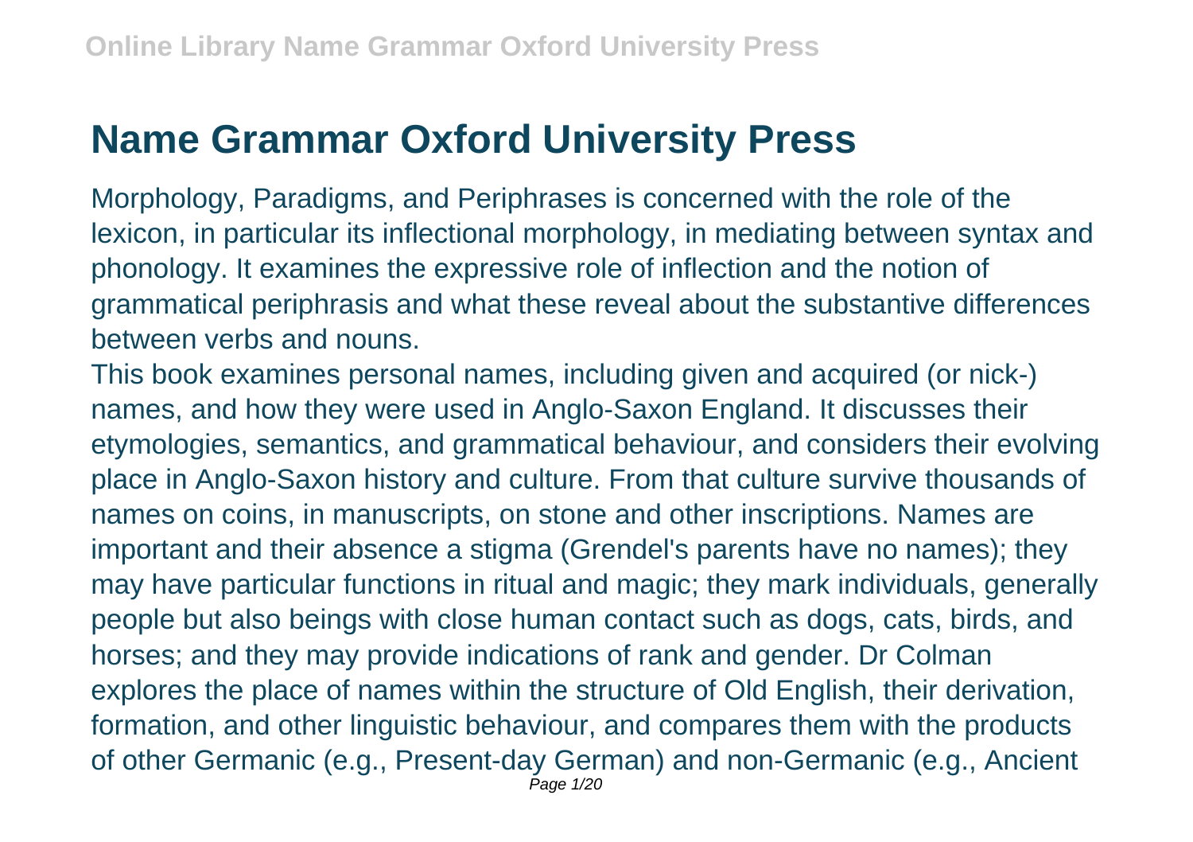# Name Grammar Oxford University Press

Morphology, Paradigms, and Periphrases is concerned with the role of the lexicon, in particular its inflectional morphology, in mediating between syntax and phonology. It examines the expressive role of inflection and the notion of grammatical periphrasis and what these reveal about the substantive differences between verbs and nouns.

This book examines personal names, including given and acquired (or nick-) names, and how they were used in Anglo-Saxon England. It discusses their etymologies, semantics, and grammatical behaviour, and considers their evolving place in Anglo-Saxon history and culture. From that culture survive thousands of names on coins, in manuscripts, on stone and other inscriptions. Names are important and their absence a stigma (Grendel's parents have no names); they may have particular functions in ritual and magic; they mark individuals, generally people but also beings with close human contact such as dogs, cats, birds, and horses; and they may provide indications of rank and gender. Dr Colman explores the place of names within the structure of Old English, their derivation, formation, and other linguistic behaviour, and compares them with the products of other Germanic (e.g., Present-day German) and non-Germanic (e.g., Ancient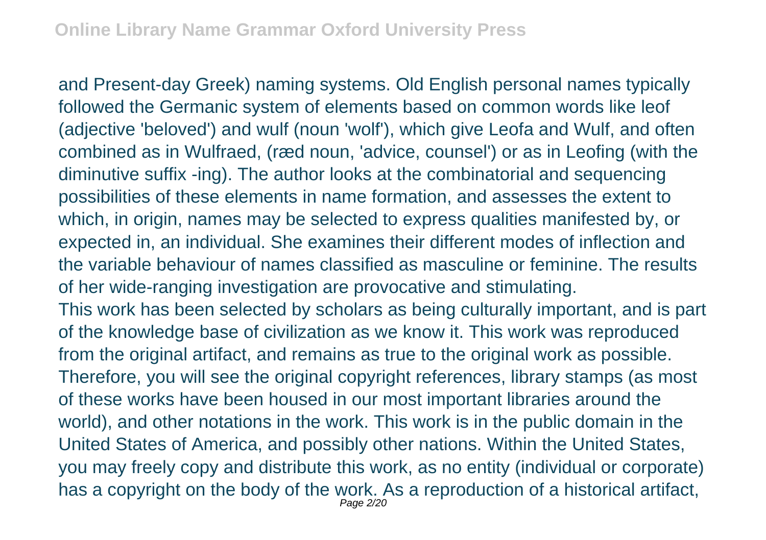and Present-day Greek) naming systems. Old English personal names typically followed the Germanic system of elements based on common words like leof (adjective 'beloved') and wulf (noun 'wolf'), which give Leofa and Wulf, and often combined as in Wulfraed, (ræd noun, 'advice, counsel') or as in Leofing (with the diminutive suffix -ing). The author looks at the combinatorial and sequencing possibilities of these elements in name formation, and assesses the extent to which, in origin, names may be selected to express qualities manifested by, or expected in, an individual. She examines their different modes of inflection and the variable behaviour of names classified as masculine or feminine. The results of her wide-ranging investigation are provocative and stimulating.

This work has been selected by scholars as being culturally important, and is part of the knowledge base of civilization as we know it. This work was reproduced from the original artifact, and remains as true to the original work as possible. Therefore, you will see the original copyright references, library stamps (as most of these works have been housed in our most important libraries around the world), and other notations in the work. This work is in the public domain in the United States of America, and possibly other nations. Within the United States, you may freely copy and distribute this work, as no entity (individual or corporate) has a copyright on the body of the work. As a reproduction of a historical artifact,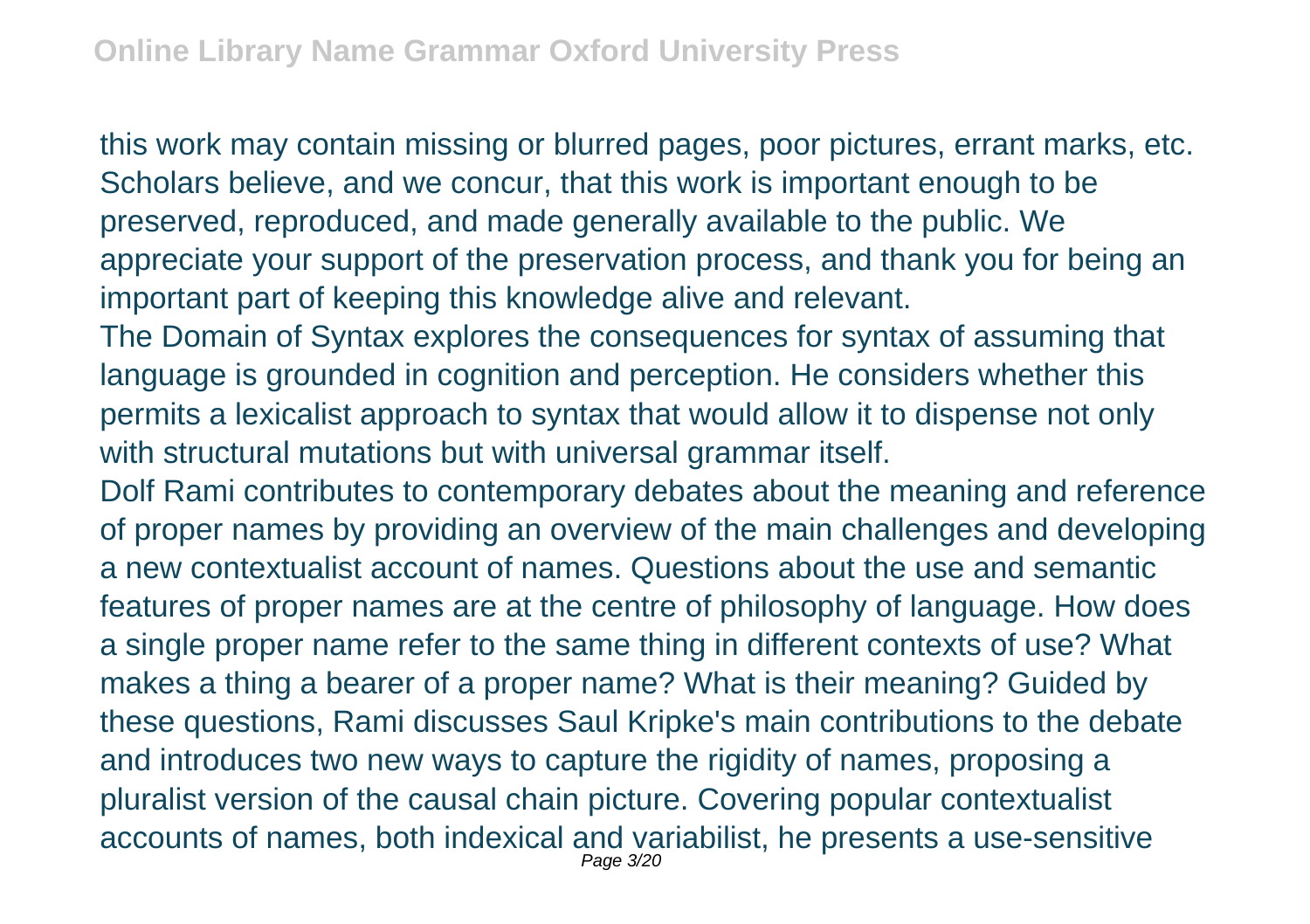this work may contain missing or blurred pages, poor pictures, errant marks, etc. Scholars believe, and we concur, that this work is important enough to be preserved, reproduced, and made generally available to the public. We appreciate your support of the preservation process, and thank you for being an important part of keeping this knowledge alive and relevant.

The Domain of Syntax explores the consequences for syntax of assuming that language is grounded in cognition and perception. He considers whether this permits a lexicalist approach to syntax that would allow it to dispense not only with structural mutations but with universal grammar itself.

Dolf Rami contributes to contemporary debates about the meaning and reference of proper names by providing an overview of the main challenges and developing a new contextualist account of names. Questions about the use and semantic features of proper names are at the centre of philosophy of language. How does a single proper name refer to the same thing in different contexts of use? What makes a thing a bearer of a proper name? What is their meaning? Guided by these questions, Rami discusses Saul Kripke's main contributions to the debate and introduces two new ways to capture the rigidity of names, proposing a pluralist version of the causal chain picture. Covering popular contextualist accounts of names, both indexical and variabilist, he presents a use-sensitive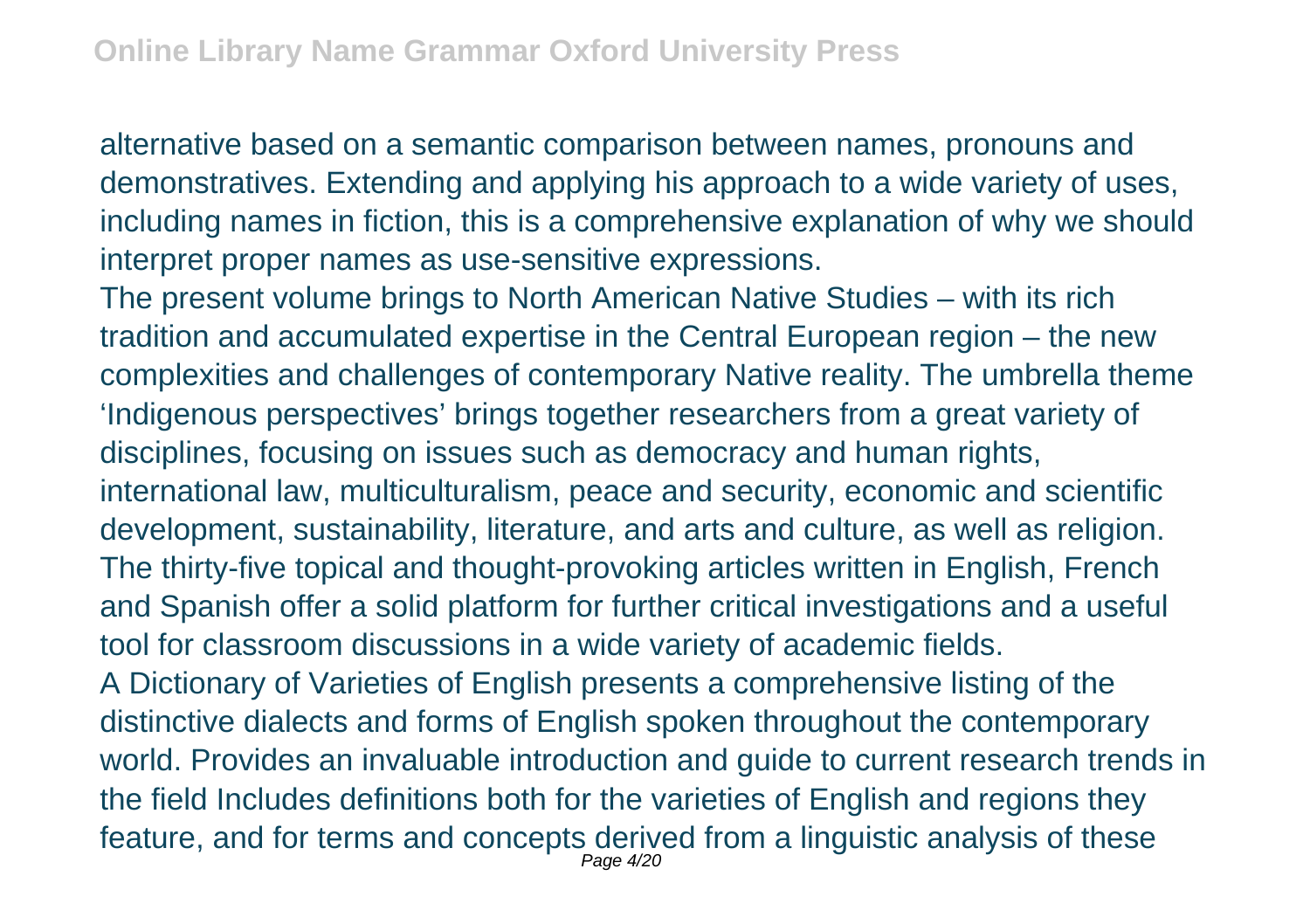alternative based on a semantic comparison between names, pronouns and demonstratives. Extending and applying his approach to a wide variety of uses, including names in fiction, this is a comprehensive explanation of why we should interpret proper names as use-sensitive expressions.

The present volume brings to North American Native Studies – with its rich tradition and accumulated expertise in the Central European region – the new complexities and challenges of contemporary Native reality. The umbrella theme 'Indigenous perspectives' brings together researchers from a great variety of disciplines, focusing on issues such as democracy and human rights, international law, multiculturalism, peace and security, economic and scientific development, sustainability, literature, and arts and culture, as well as religion. The thirty-five topical and thought-provoking articles written in English, French and Spanish offer a solid platform for further critical investigations and a useful tool for classroom discussions in a wide variety of academic fields.

A Dictionary of Varieties of English presents a comprehensive listing of the distinctive dialects and forms of English spoken throughout the contemporary world. Provides an invaluable introduction and guide to current research trends in the field Includes definitions both for the varieties of English and regions they feature, and for terms and concepts derived from a linguistic analysis of these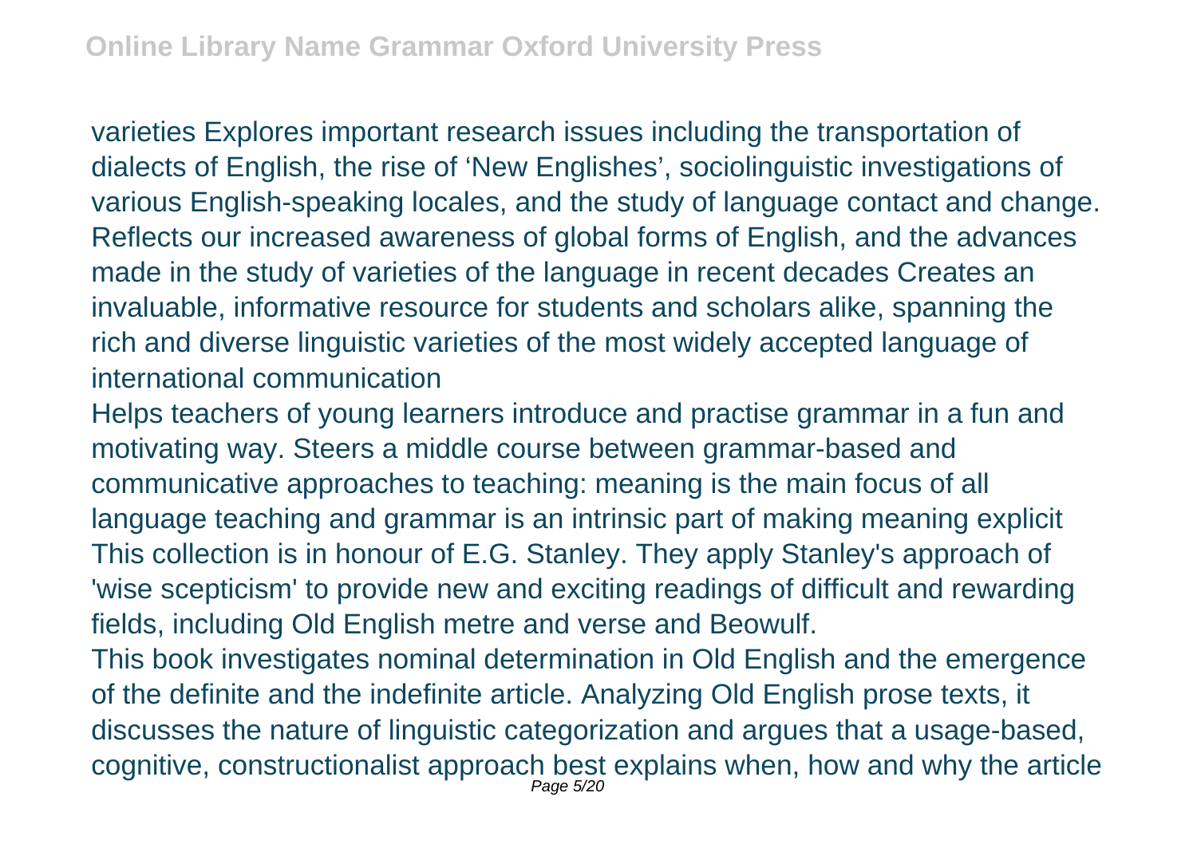varieties Explores important research issues including the transportation of dialects of English, the rise of 'New Englishes', sociolinguistic investigations of various English-speaking locales, and the study of language contact and change. Reflects our increased awareness of global forms of English, and the advances made in the study of varieties of the language in recent decades Creates an invaluable, informative resource for students and scholars alike, spanning the rich and diverse linguistic varieties of the most widely accepted language of international communication

Helps teachers of young learners introduce and practise grammar in a fun and motivating way. Steers a middle course between grammar-based and communicative approaches to teaching: meaning is the main focus of all language teaching and grammar is an intrinsic part of making meaning explicit

This collection is in honour of E.G. Stanley. They apply Stanley's approach of 'wise scepticism' to provide new and exciting readings of difficult and rewarding fields, including Old English metre and verse and Beowulf.

This book investigates nominal determination in Old English and the emergence of the definite and the indefinite article. Analyzing Old English prose texts, it discusses the nature of linguistic categorization and argues that a usage-based, cognitive, constructionalist approach best explains when, how and why the article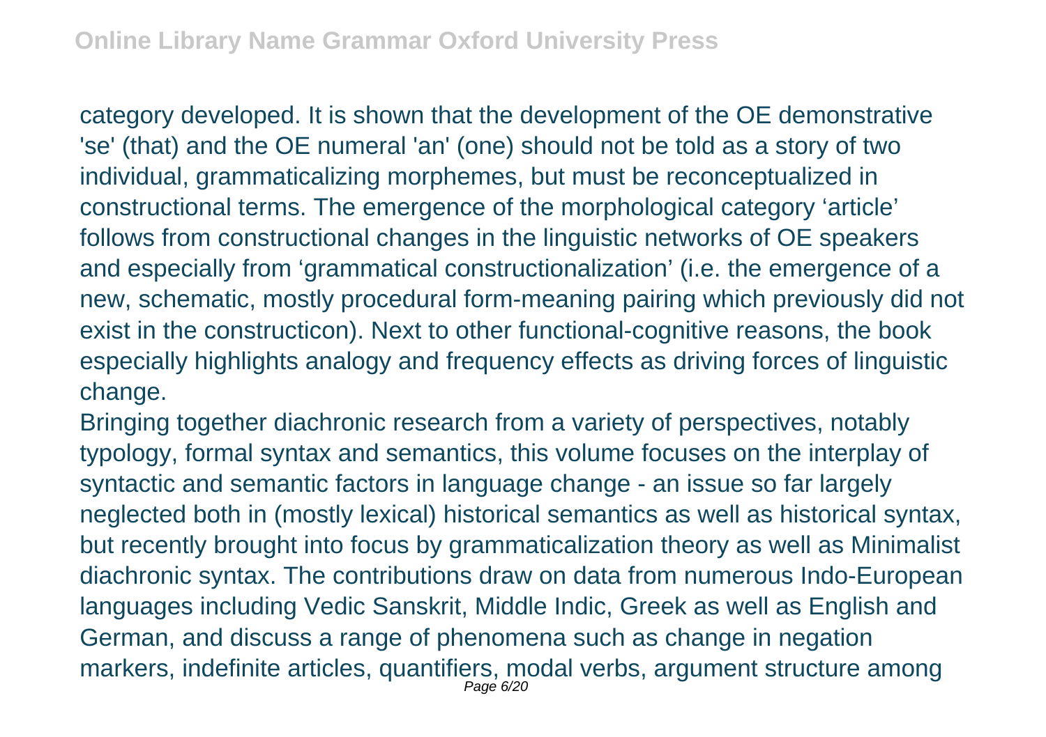category developed. It is shown that the development of the OE demonstrative 'se' (that) and the OE numeral 'an' (one) should not be told as a story of two individual, grammaticalizing morphemes, but must be reconceptualized in constructional terms. The emergence of the morphological category ‘article’ follows from constructional changes in the linguistic networks of OE speakers and especially from ‘grammatical constructionalization’ (i.e. the emergence of a new, schematic, mostly procedural form-meaning pairing which previously did not exist in the constructicon). Next to other functional-cognitive reasons, the book especially highlights analogy and frequency effects as driving forces of linguistic change.

Bringing together diachronic research from a variety of perspectives, notably typology, formal syntax and semantics, this volume focuses on the interplay of syntactic and semantic factors in language change - an issue so far largely neglected both in (mostly lexical) historical semantics as well as historical syntax, but recently brought into focus by grammaticalization theory as well as Minimalist diachronic syntax. The contributions draw on data from numerous Indo-European languages including Vedic Sanskrit, Middle Indic, Greek as well as English and German, and discuss a range of phenomena such as change in negation markers, indefinite articles, quantifiers, modal verbs, argument structure among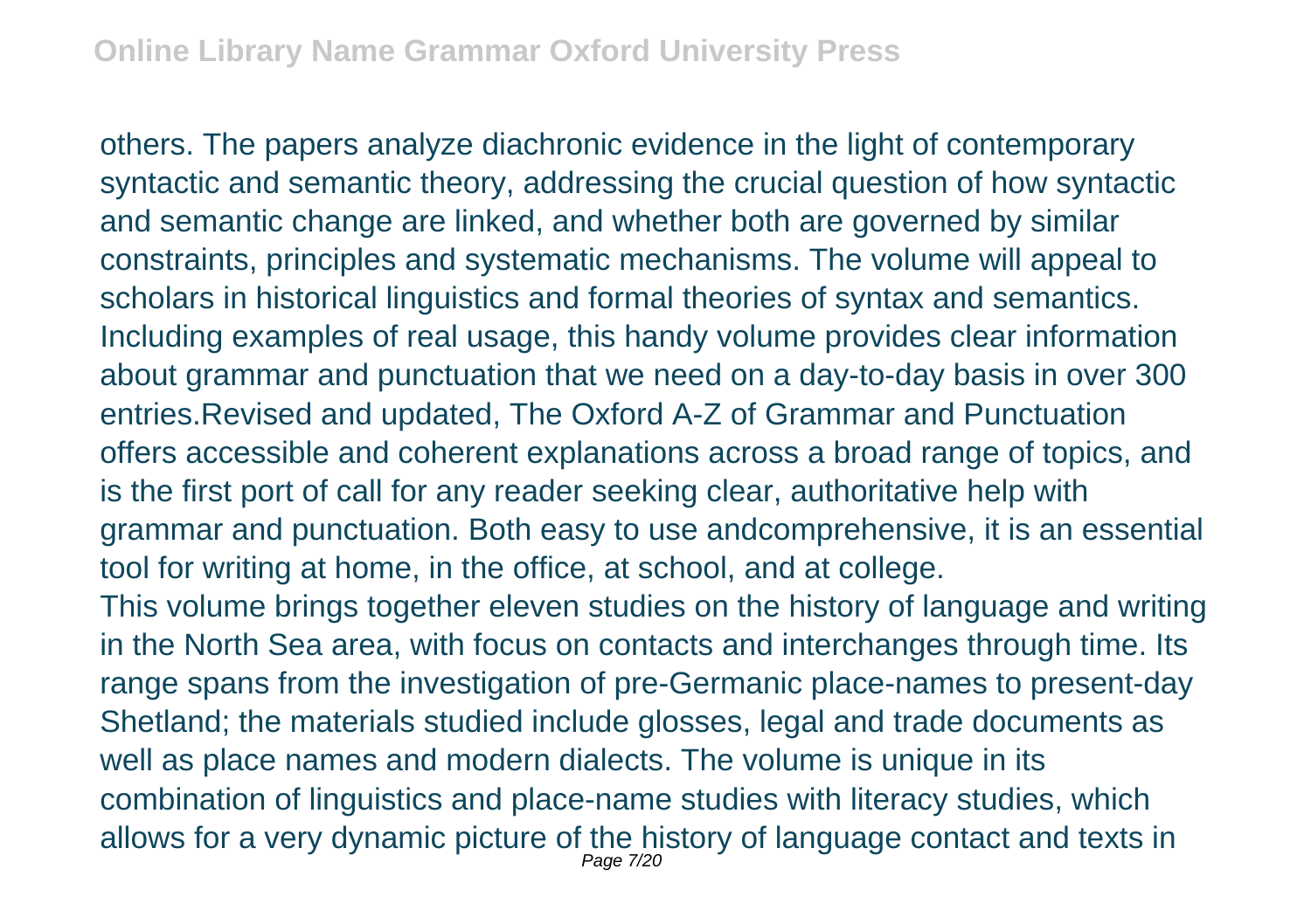others. The papers analyze diachronic evidence in the light of contemporary syntactic and semantic theory, addressing the crucial question of how syntactic and semantic change are linked, and whether both are governed by similar constraints, principles and systematic mechanisms. The volume will appeal to scholars in historical linguistics and formal theories of syntax and semantics. Including examples of real usage, this handy volume provides clear information about grammar and punctuation that we need on a day-to-day basis in over 300 entries.Revised and updated, The Oxford A-Z of Grammar and Punctuation offers accessible and coherent explanations across a broad range of topics, and is the first port of call for any reader seeking clear, authoritative help with grammar and punctuation. Both easy to use andcomprehensive, it is an essential tool for writing at home, in the office, at school, and at college.

This volume brings together eleven studies on the history of language and writing in the North Sea area, with focus on contacts and interchanges through time. Its range spans from the investigation of pre-Germanic place-names to present-day Shetland; the materials studied include glosses, legal and trade documents as well as place names and modern dialects. The volume is unique in its combination of linguistics and place-name studies with literacy studies, which allows for a very dynamic picture of the history of language contact and texts in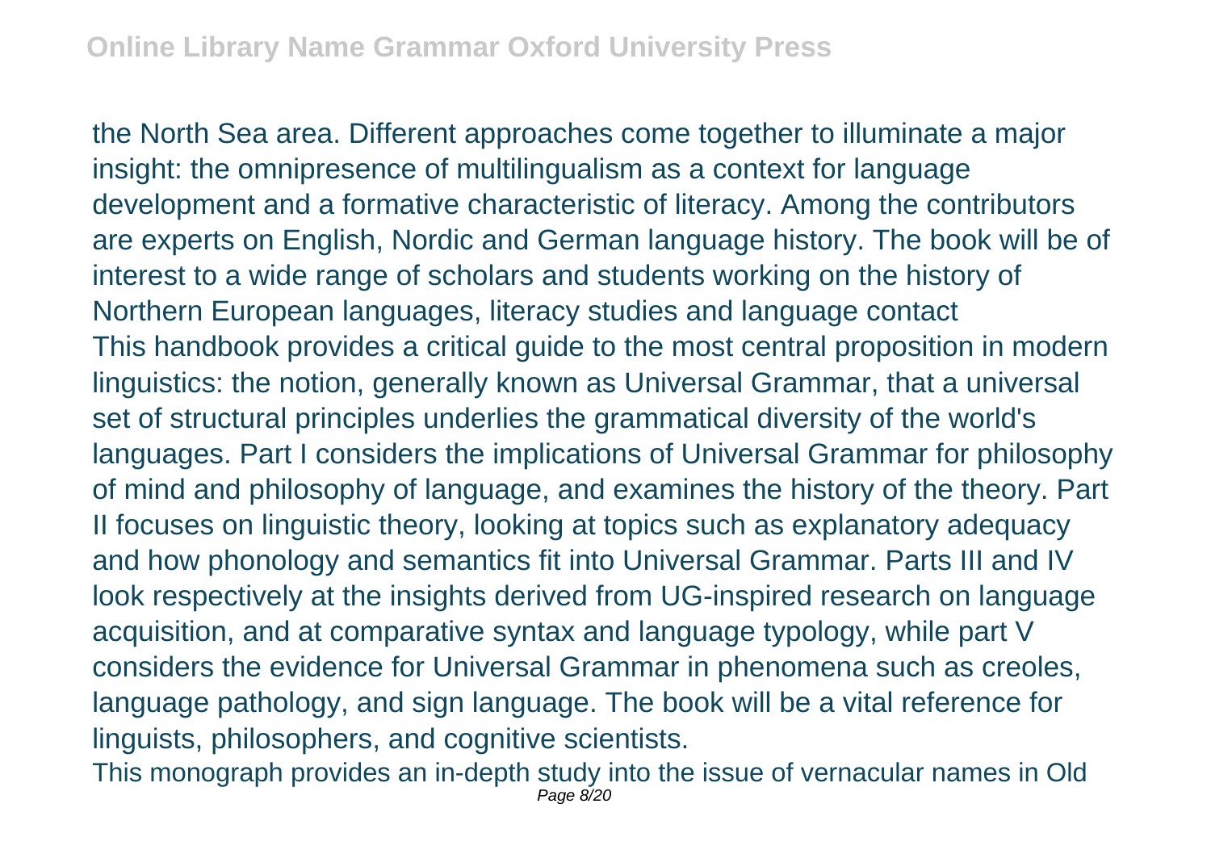the North Sea area. Different approaches come together to illuminate a major insight: the omnipresence of multilingualism as a context for language development and a formative characteristic of literacy. Among the contributors are experts on English, Nordic and German language history. The book will be of interest to a wide range of scholars and students working on the history of Northern European languages, literacy studies and language contact

This handbook provides a critical guide to the most central proposition in modern linguistics: the notion, generally known as Universal Grammar, that a universal set of structural principles underlies the grammatical diversity of the world's languages. Part I considers the implications of Universal Grammar for philosophy of mind and philosophy of language, and examines the history of the theory. Part II focuses on linguistic theory, looking at topics such as explanatory adequacy and how phonology and semantics fit into Universal Grammar. Parts III and IV look respectively at the insights derived from UG-inspired research on language acquisition, and at comparative syntax and language typology, while part V considers the evidence for Universal Grammar in phenomena such as creoles, language pathology, and sign language. The book will be a vital reference for linguists, philosophers, and cognitive scientists.

This monograph provides an in-depth study into the issue of vernacular names in Old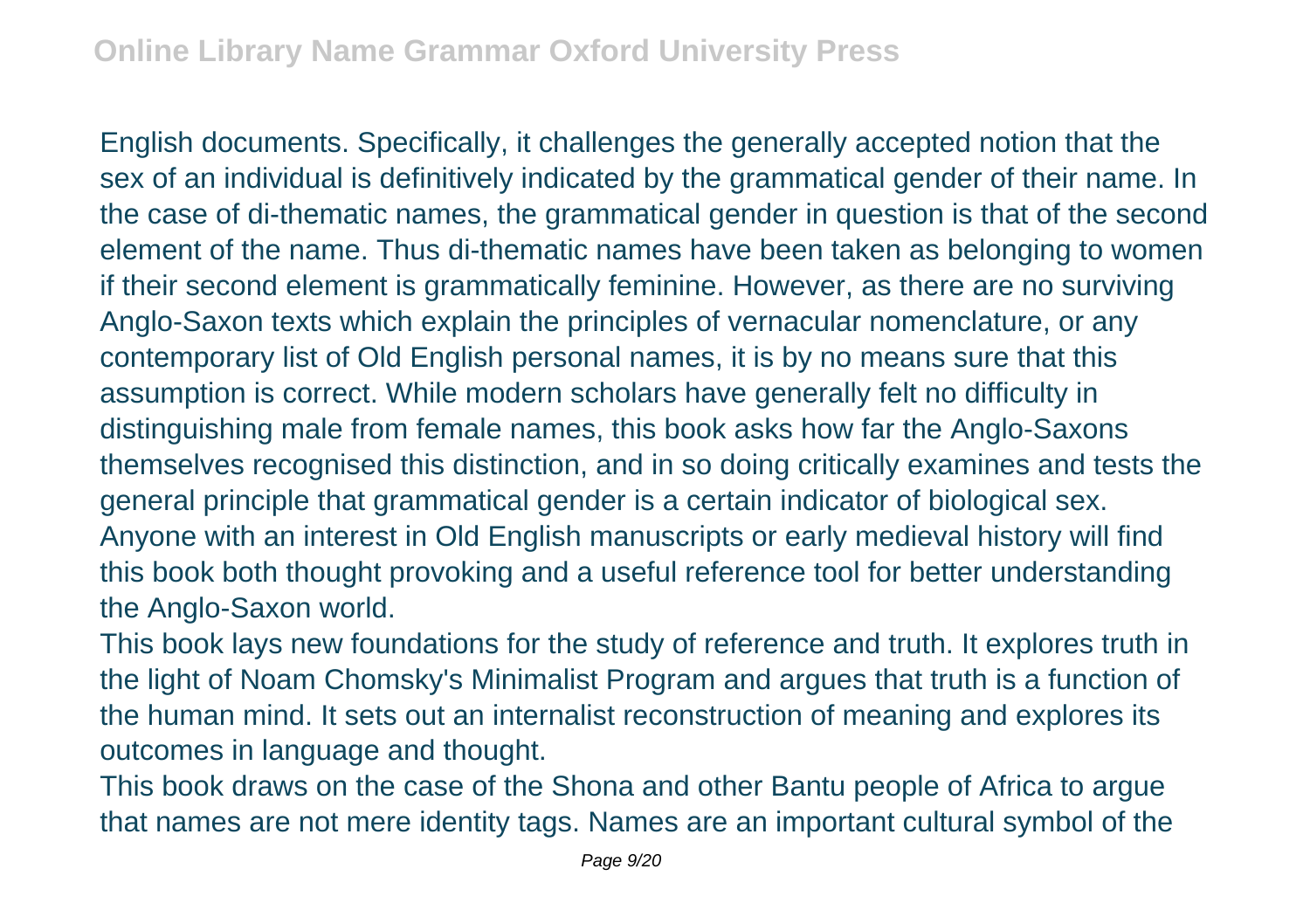English documents. Specifically, it challenges the generally accepted notion that the sex of an individual is definitively indicated by the grammatical gender of their name. In the case of di-thematic names, the grammatical gender in question is that of the second element of the name. Thus di-thematic names have been taken as belonging to women if their second element is grammatically feminine. However, as there are no surviving Anglo-Saxon texts which explain the principles of vernacular nomenclature, or any contemporary list of Old English personal names, it is by no means sure that this assumption is correct. While modern scholars have generally felt no difficulty in distinguishing male from female names, this book asks how far the Anglo-Saxons themselves recognised this distinction, and in so doing critically examines and tests the general principle that grammatical gender is a certain indicator of biological sex. Anyone with an interest in Old English manuscripts or early medieval history will find this book both thought provoking and a useful reference tool for better understanding the Anglo-Saxon world.

This book lays new foundations for the study of reference and truth. It explores truth in the light of Noam Chomsky's Minimalist Program and argues that truth is a function of the human mind. It sets out an internalist reconstruction of meaning and explores its outcomes in language and thought.

This book draws on the case of the Shona and other Bantu people of Africa to argue that names are not mere identity tags. Names are an important cultural symbol of the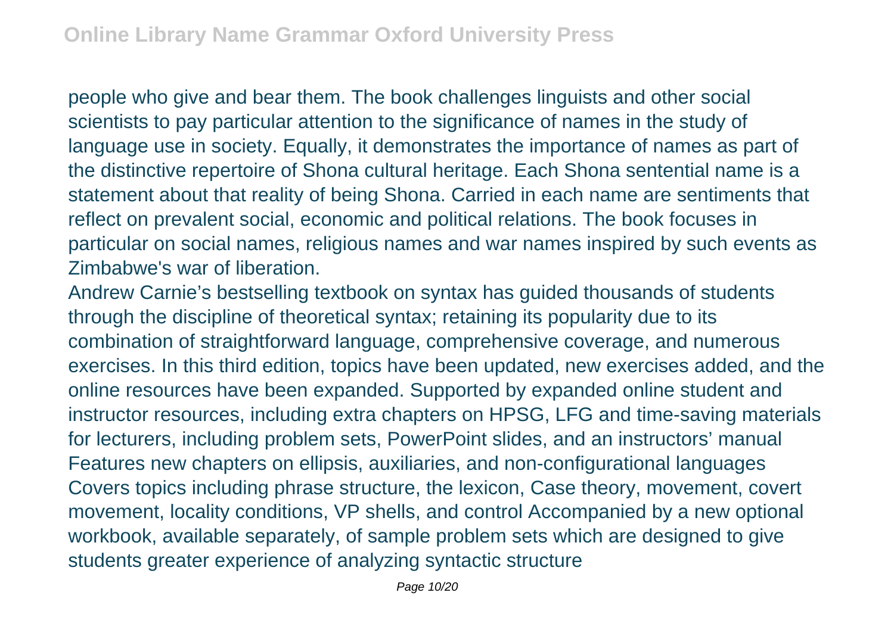people who give and bear them. The book challenges linguists and other social scientists to pay particular attention to the significance of names in the study of language use in society. Equally, it demonstrates the importance of names as part of the distinctive repertoire of Shona cultural heritage. Each Shona sentential name is a statement about that reality of being Shona. Carried in each name are sentiments that reflect on prevalent social, economic and political relations. The book focuses in particular on social names, religious names and war names inspired by such events as Zimbabwe's war of liberation.

Andrew Carnie's bestselling textbook on syntax has guided thousands of students through the discipline of theoretical syntax; retaining its popularity due to its combination of straightforward language, comprehensive coverage, and numerous exercises. In this third edition, topics have been updated, new exercises added, and the online resources have been expanded. Supported by expanded online student and instructor resources, including extra chapters on HPSG, LFG and time-saving materials for lecturers, including problem sets, PowerPoint slides, and an instructors' manual Features new chapters on ellipsis, auxiliaries, and non-configurational languages Covers topics including phrase structure, the lexicon, Case theory, movement, covert movement, locality conditions, VP shells, and control Accompanied by a new optional workbook, available separately, of sample problem sets which are designed to give students greater experience of analyzing syntactic structure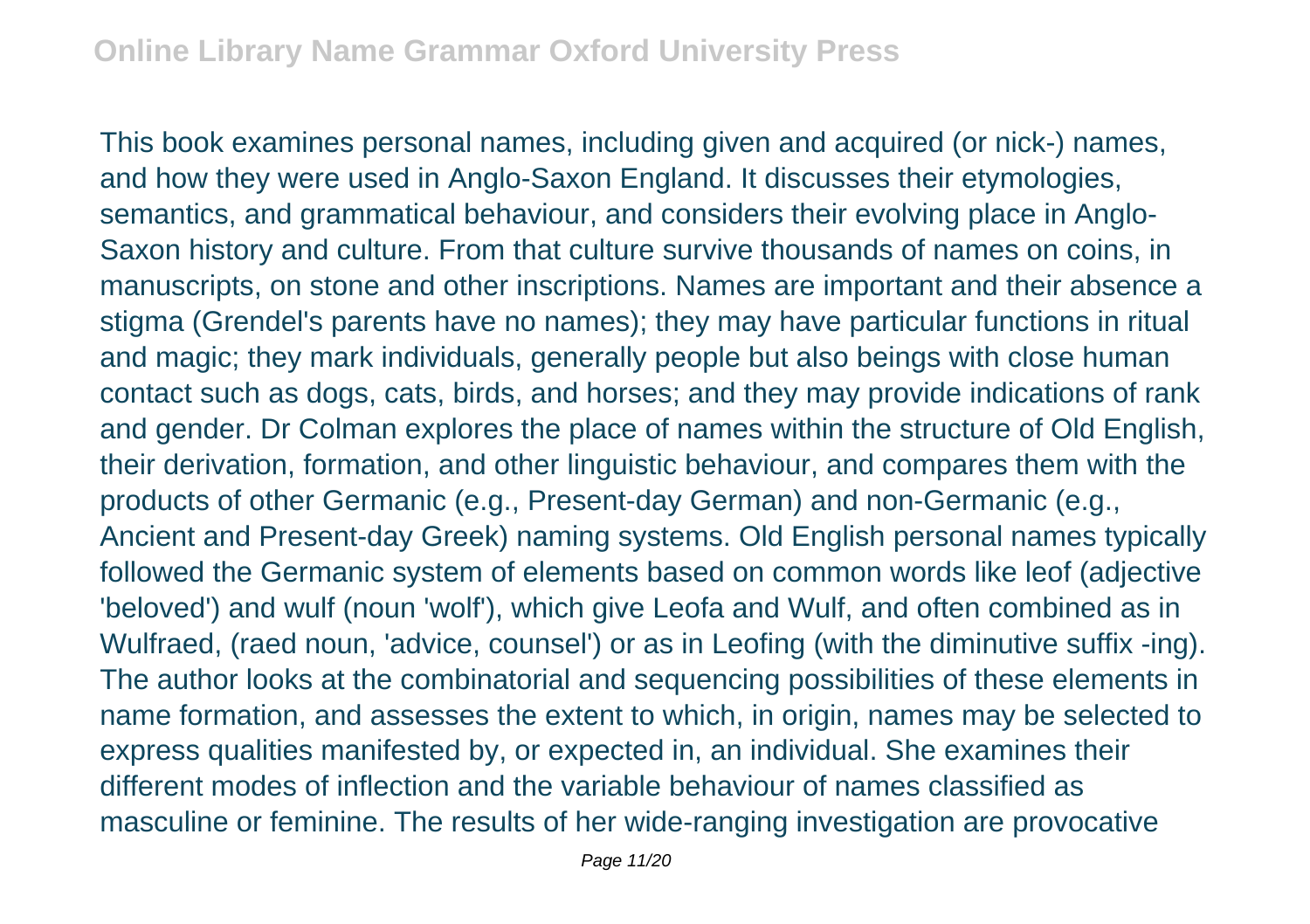This book examines personal names, including given and acquired (or nick-) names, and how they were used in Anglo-Saxon England. It discusses their etymologies, semantics, and grammatical behaviour, and considers their evolving place in Anglo-Saxon history and culture. From that culture survive thousands of names on coins, in manuscripts, on stone and other inscriptions. Names are important and their absence a stigma (Grendel's parents have no names); they may have particular functions in ritual and magic; they mark individuals, generally people but also beings with close human contact such as dogs, cats, birds, and horses; and they may provide indications of rank and gender. Dr Colman explores the place of names within the structure of Old English, their derivation, formation, and other linguistic behaviour, and compares them with the products of other Germanic (e.g., Present-day German) and non-Germanic (e.g., Ancient and Present-day Greek) naming systems. Old English personal names typically followed the Germanic system of elements based on common words like leof (adjective 'beloved') and wulf (noun 'wolf'), which give Leofa and Wulf, and often combined as in Wulfraed, (raed noun, 'advice, counsel') or as in Leofing (with the diminutive suffix -ing). The author looks at the combinatorial and sequencing possibilities of these elements in name formation, and assesses the extent to which, in origin, names may be selected to express qualities manifested by, or expected in, an individual. She examines their different modes of inflection and the variable behaviour of names classified as masculine or feminine. The results of her wide-ranging investigation are provocative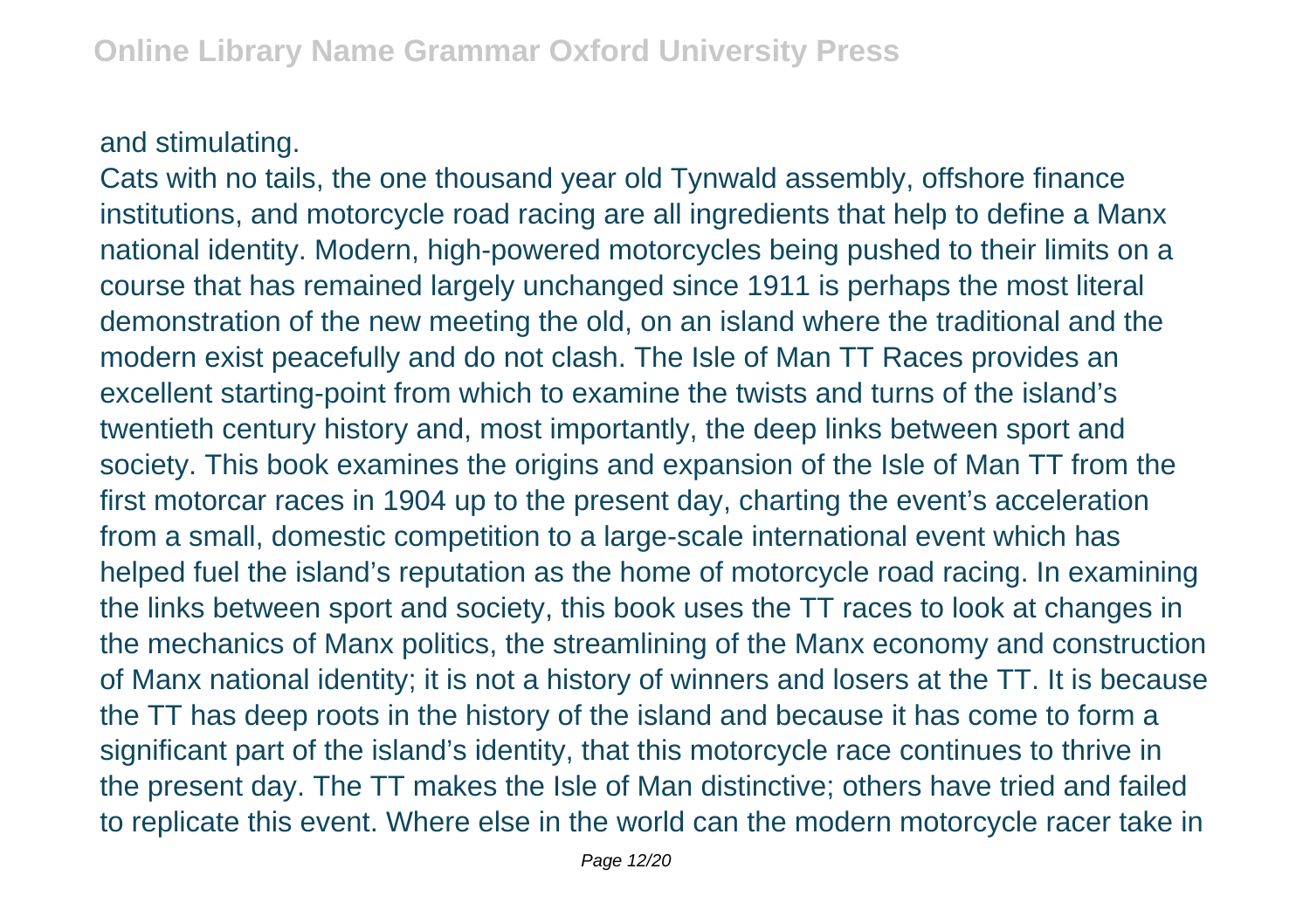and stimulating.

Cats with no tails, the one thousand year old Tynwald assembly, offshore finance institutions, and motorcycle road racing are all ingredients that help to define a Manx national identity. Modern, high-powered motorcycles being pushed to their limits on a course that has remained largely unchanged since 1911 is perhaps the most literal demonstration of the new meeting the old, on an island where the traditional and the modern exist peacefully and do not clash. The Isle of Man TT Races provides an excellent starting-point from which to examine the twists and turns of the island's twentieth century history and, most importantly, the deep links between sport and society. This book examines the origins and expansion of the Isle of Man TT from the first motorcar races in 1904 up to the present day, charting the event's acceleration from a small, domestic competition to a large-scale international event which has helped fuel the island's reputation as the home of motorcycle road racing. In examining the links between sport and society, this book uses the TT races to look at changes in the mechanics of Manx politics, the streamlining of the Manx economy and construction of Manx national identity; it is not a history of winners and losers at the TT. It is because the TT has deep roots in the history of the island and because it has come to form a significant part of the island's identity, that this motorcycle race continues to thrive in the present day. The TT makes the Isle of Man distinctive; others have tried and failed to replicate this event. Where else in the world can the modern motorcycle racer take in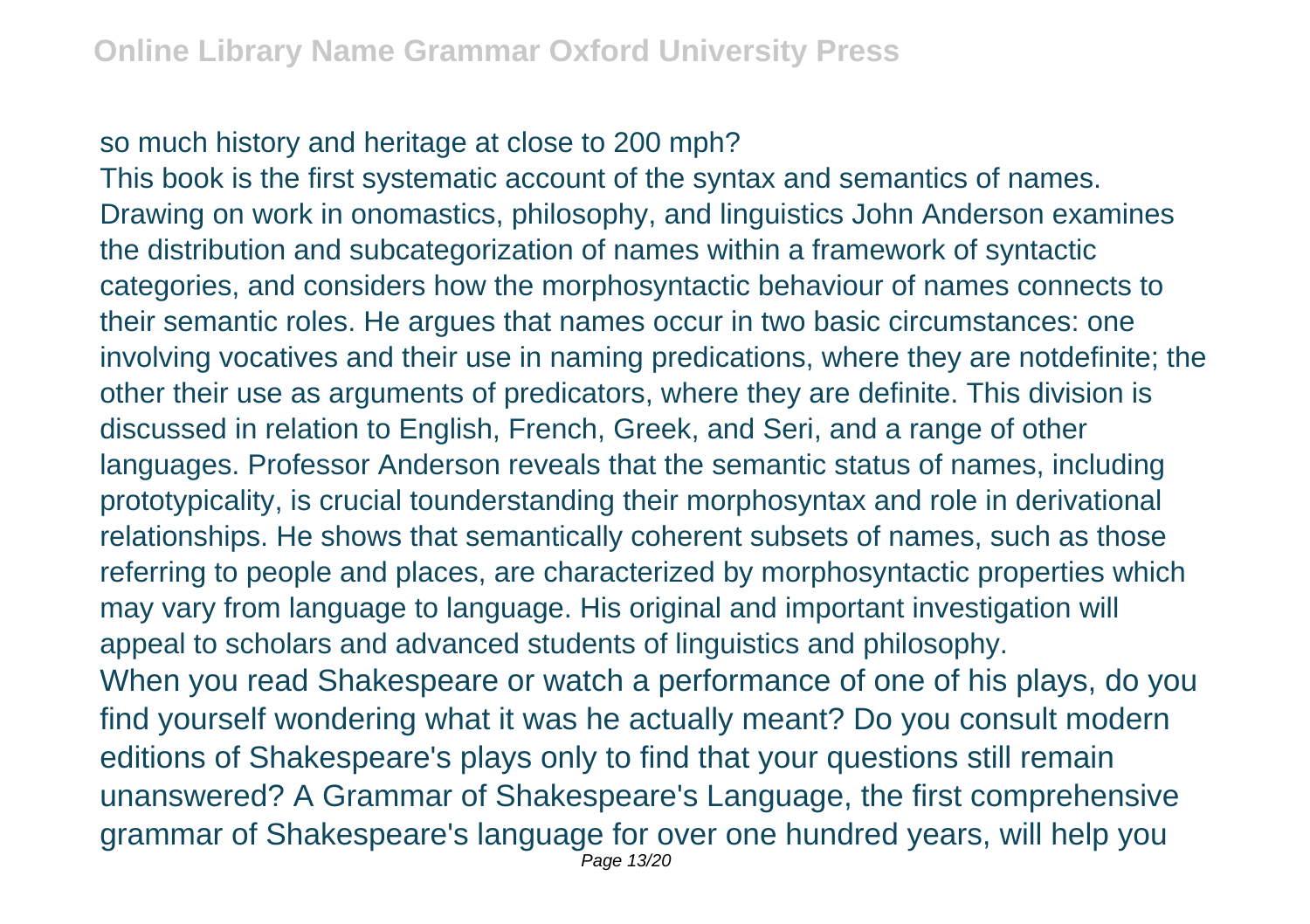so much history and heritage at close to 200 mph?

This book is the first systematic account of the syntax and semantics of names. Drawing on work in onomastics, philosophy, and linguistics John Anderson examines the distribution and subcategorization of names within a framework of syntactic categories, and considers how the morphosyntactic behaviour of names connects to their semantic roles. He argues that names occur in two basic circumstances: one involving vocatives and their use in naming predications, where they are notdefinite; the other their use as arguments of predicators, where they are definite. This division is discussed in relation to English, French, Greek, and Seri, and a range of other languages. Professor Anderson reveals that the semantic status of names, including prototypicality, is crucial tounderstanding their morphosyntax and role in derivational relationships. He shows that semantically coherent subsets of names, such as those referring to people and places, are characterized by morphosyntactic properties which may vary from language to language. His original and important investigation will appeal to scholars and advanced students of linguistics and philosophy.

When you read Shakespeare or watch a performance of one of his plays, do you find yourself wondering what it was he actually meant? Do you consult modern editions of Shakespeare's plays only to find that your questions still remain unanswered? A Grammar of Shakespeare's Language, the first comprehensive grammar of Shakespeare's language for over one hundred years, will help you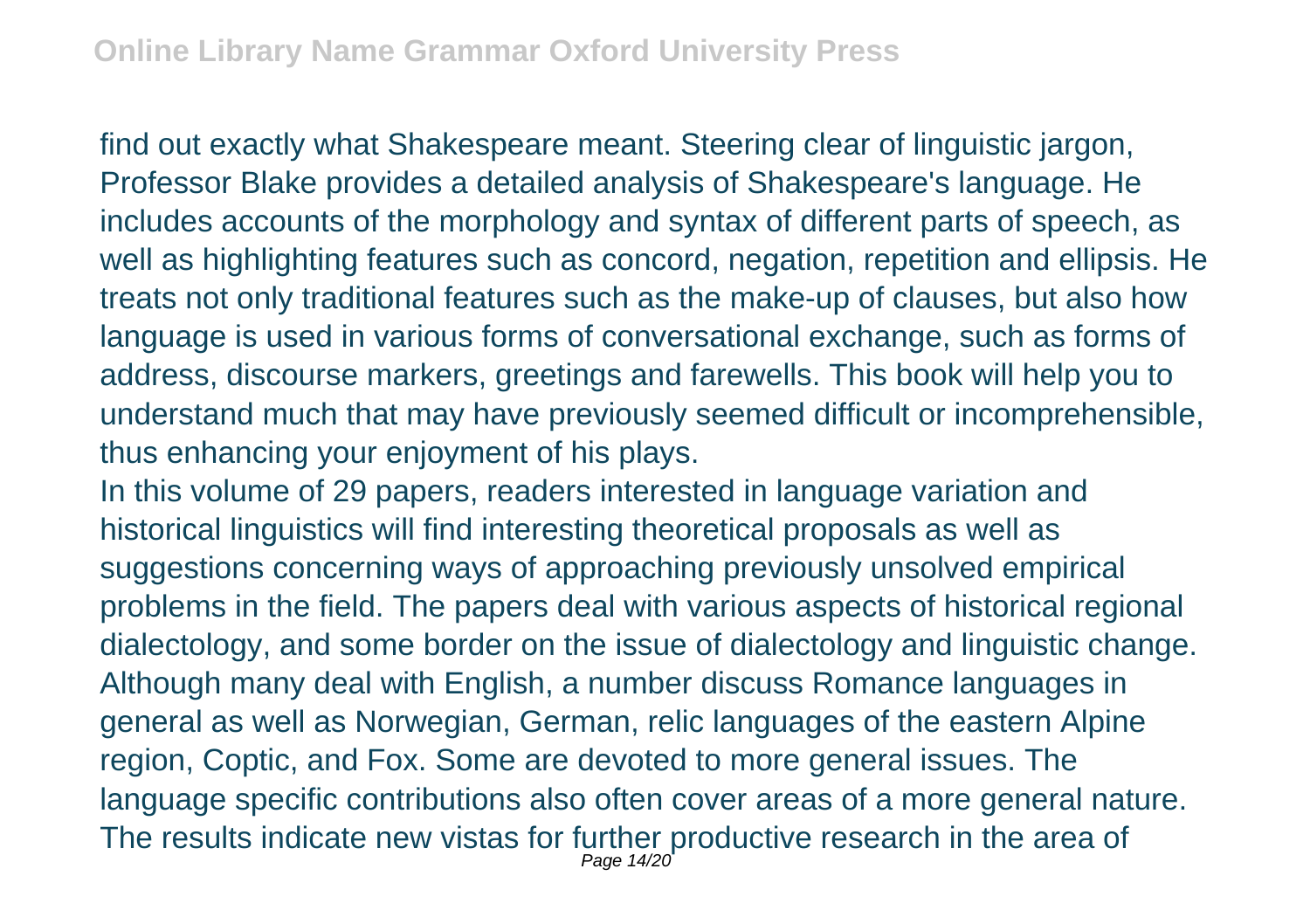find out exactly what Shakespeare meant. Steering clear of linguistic jargon, Professor Blake provides a detailed analysis of Shakespeare's language. He includes accounts of the morphology and syntax of different parts of speech, as well as highlighting features such as concord, negation, repetition and ellipsis. He treats not only traditional features such as the make-up of clauses, but also how language is used in various forms of conversational exchange, such as forms of address, discourse markers, greetings and farewells. This book will help you to understand much that may have previously seemed difficult or incomprehensible, thus enhancing your enjoyment of his plays.

In this volume of 29 papers, readers interested in language variation and historical linguistics will find interesting theoretical proposals as well as suggestions concerning ways of approaching previously unsolved empirical problems in the field. The papers deal with various aspects of historical regional dialectology, and some border on the issue of dialectology and linguistic change. Although many deal with English, a number discuss Romance languages in general as well as Norwegian, German, relic languages of the eastern Alpine region, Coptic, and Fox. Some are devoted to more general issues. The language specific contributions also often cover areas of a more general nature. The results indicate new vistas for further productive research in the area of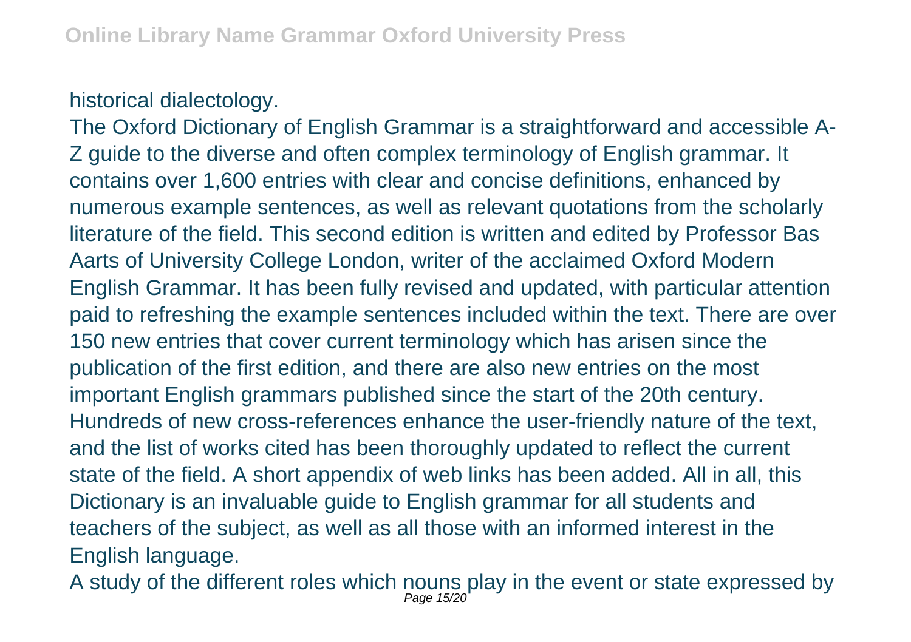historical dialectology.

The Oxford Dictionary of English Grammar is a straightforward and accessible A-Z guide to the diverse and often complex terminology of English grammar. It contains over 1,600 entries with clear and concise definitions, enhanced by numerous example sentences, as well as relevant quotations from the scholarly literature of the field. This second edition is written and edited by Professor Bas Aarts of University College London, writer of the acclaimed Oxford Modern English Grammar. It has been fully revised and updated, with particular attention paid to refreshing the example sentences included within the text. There are over 150 new entries that cover current terminology which has arisen since the publication of the first edition, and there are also new entries on the most important English grammars published since the start of the 20th century. Hundreds of new cross-references enhance the user-friendly nature of the text, and the list of works cited has been thoroughly updated to reflect the current state of the field. A short appendix of web links has been added. All in all, this Dictionary is an invaluable guide to English grammar for all students and teachers of the subject, as well as all those with an informed interest in the English language.

A study of the different roles which nouns play in the event or state expressed by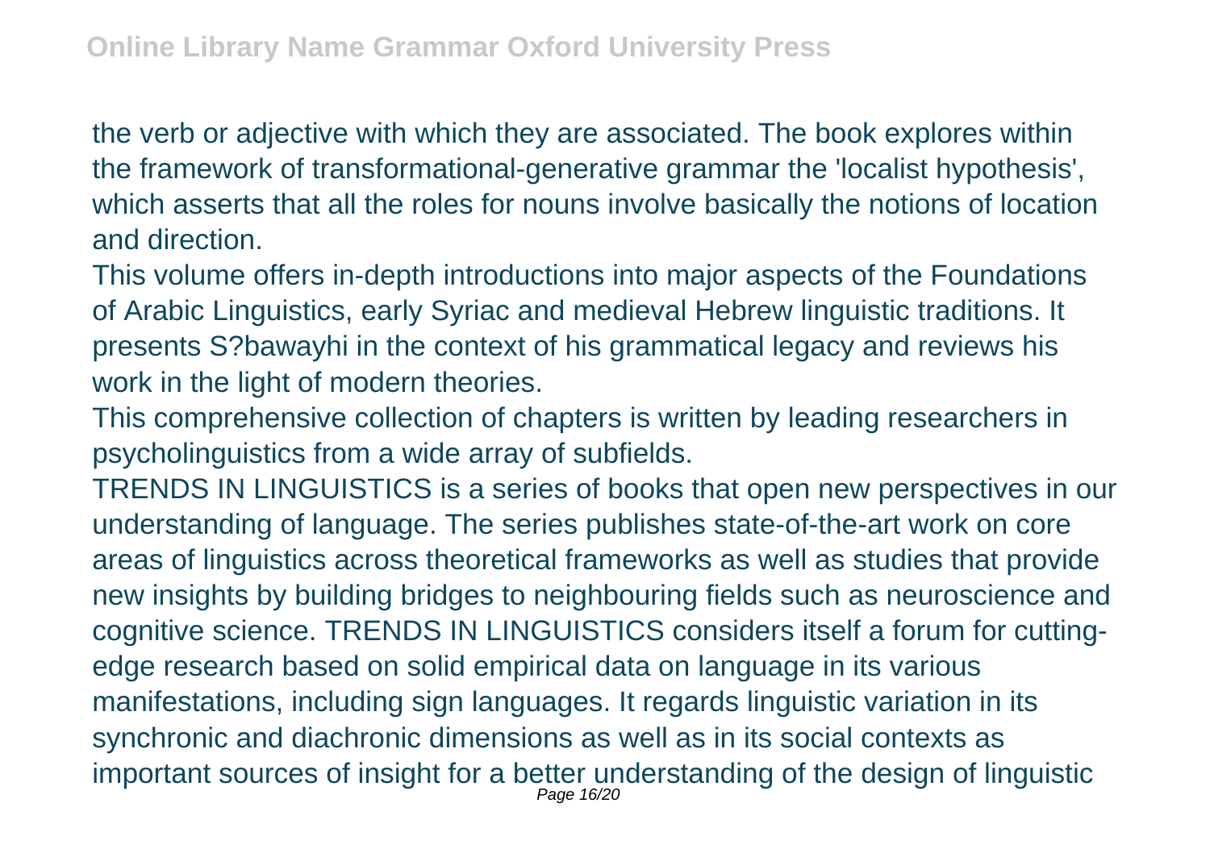the verb or adjective with which they are associated. The book explores within the framework of transformational-generative grammar the 'localist hypothesis', which asserts that all the roles for nouns involve basically the notions of location and direction.

This volume offers in-depth introductions into major aspects of the Foundations of Arabic Linguistics, early Syriac and medieval Hebrew linguistic traditions. It presents S?bawayhi in the context of his grammatical legacy and reviews his work in the light of modern theories.

This comprehensive collection of chapters is written by leading researchers in psycholinguistics from a wide array of subfields.

TRENDS IN LINGUISTICS is a series of books that open new perspectives in our understanding of language. The series publishes state-of-the-art work on core areas of linguistics across theoretical frameworks as well as studies that provide new insights by building bridges to neighbouring fields such as neuroscience and cognitive science. TRENDS IN LINGUISTICS considers itself a forum for cutting-edge research based on solid empirical data on language in its various manifestations, including sign languages. It regards linguistic variation in its synchronic and diachronic dimensions as well as in its social contexts as important sources of insight for a better understanding of the design of linguistic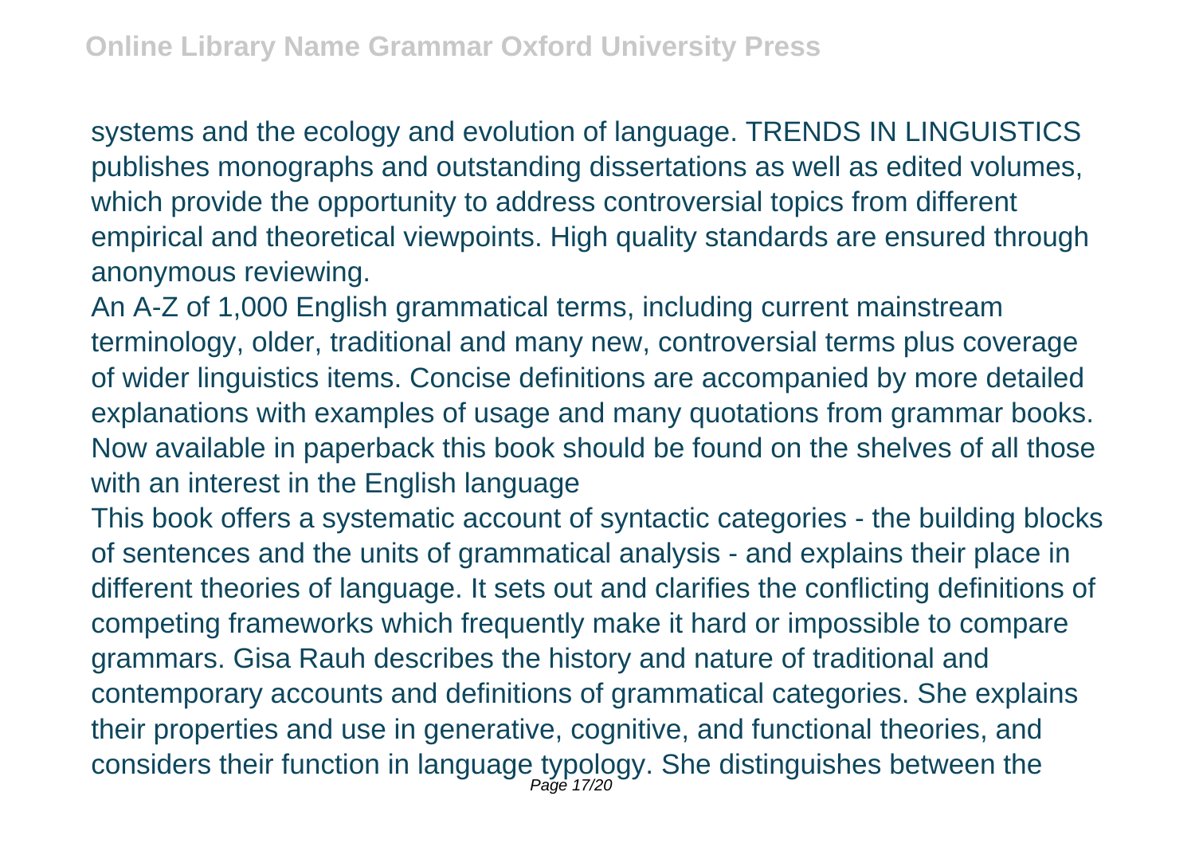systems and the ecology and evolution of language. TRENDS IN LINGUISTICS publishes monographs and outstanding dissertations as well as edited volumes, which provide the opportunity to address controversial topics from different empirical and theoretical viewpoints. High quality standards are ensured through anonymous reviewing.

An A-Z of 1,000 English grammatical terms, including current mainstream terminology, older, traditional and many new, controversial terms plus coverage of wider linguistics items. Concise definitions are accompanied by more detailed explanations with examples of usage and many quotations from grammar books. Now available in paperback this book should be found on the shelves of all those with an interest in the English language

This book offers a systematic account of syntactic categories - the building blocks of sentences and the units of grammatical analysis - and explains their place in different theories of language. It sets out and clarifies the conflicting definitions of competing frameworks which frequently make it hard or impossible to compare grammars. Gisa Rauh describes the history and nature of traditional and contemporary accounts and definitions of grammatical categories. She explains their properties and use in generative, cognitive, and functional theories, and considers their function in language typology. She distinguishes between the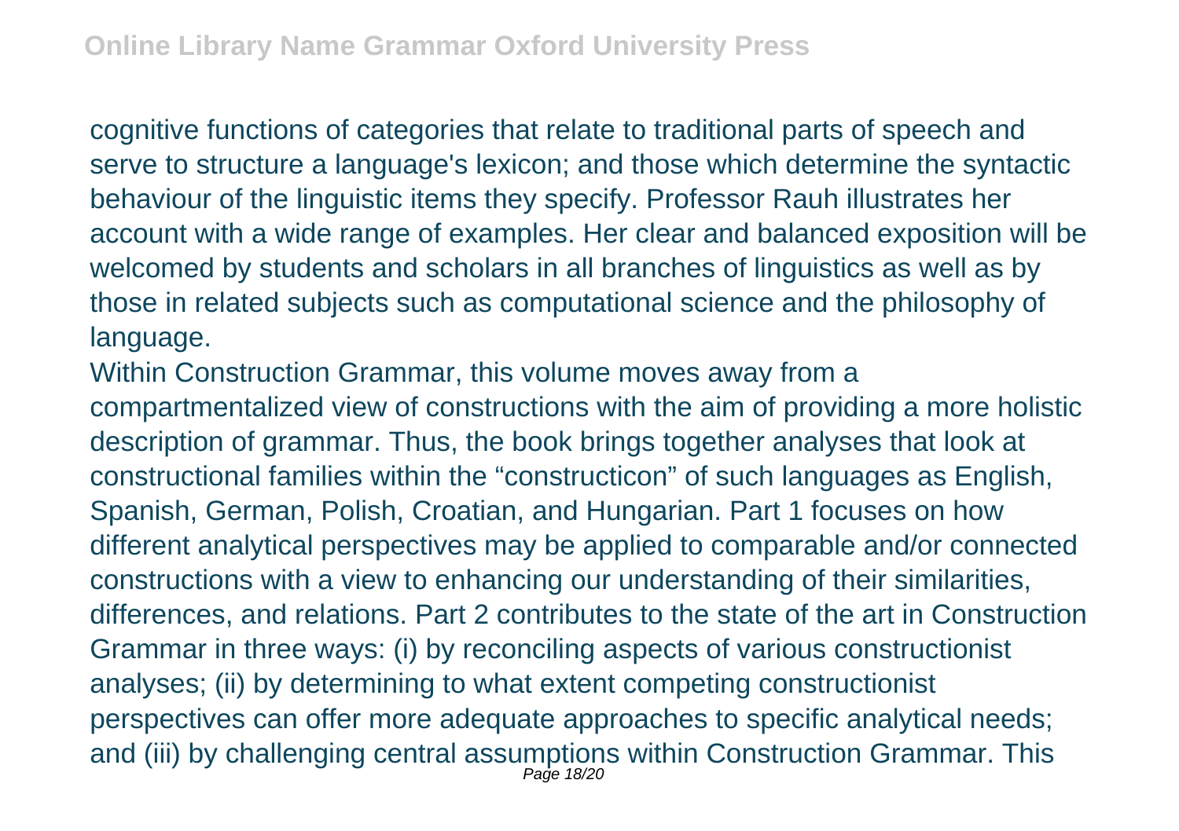cognitive functions of categories that relate to traditional parts of speech and serve to structure a language's lexicon; and those which determine the syntactic behaviour of the linguistic items they specify. Professor Rauh illustrates her account with a wide range of examples. Her clear and balanced exposition will be welcomed by students and scholars in all branches of linguistics as well as by those in related subjects such as computational science and the philosophy of language.

Within Construction Grammar, this volume moves away from a compartmentalized view of constructions with the aim of providing a more holistic description of grammar. Thus, the book brings together analyses that look at constructional families within the "constructicon" of such languages as English, Spanish, German, Polish, Croatian, and Hungarian. Part 1 focuses on how different analytical perspectives may be applied to comparable and/or connected constructions with a view to enhancing our understanding of their similarities, differences, and relations. Part 2 contributes to the state of the art in Construction Grammar in three ways: (i) by reconciling aspects of various constructionist analyses; (ii) by determining to what extent competing constructionist perspectives can offer more adequate approaches to specific analytical needs; and (iii) by challenging central assumptions within Construction Grammar. This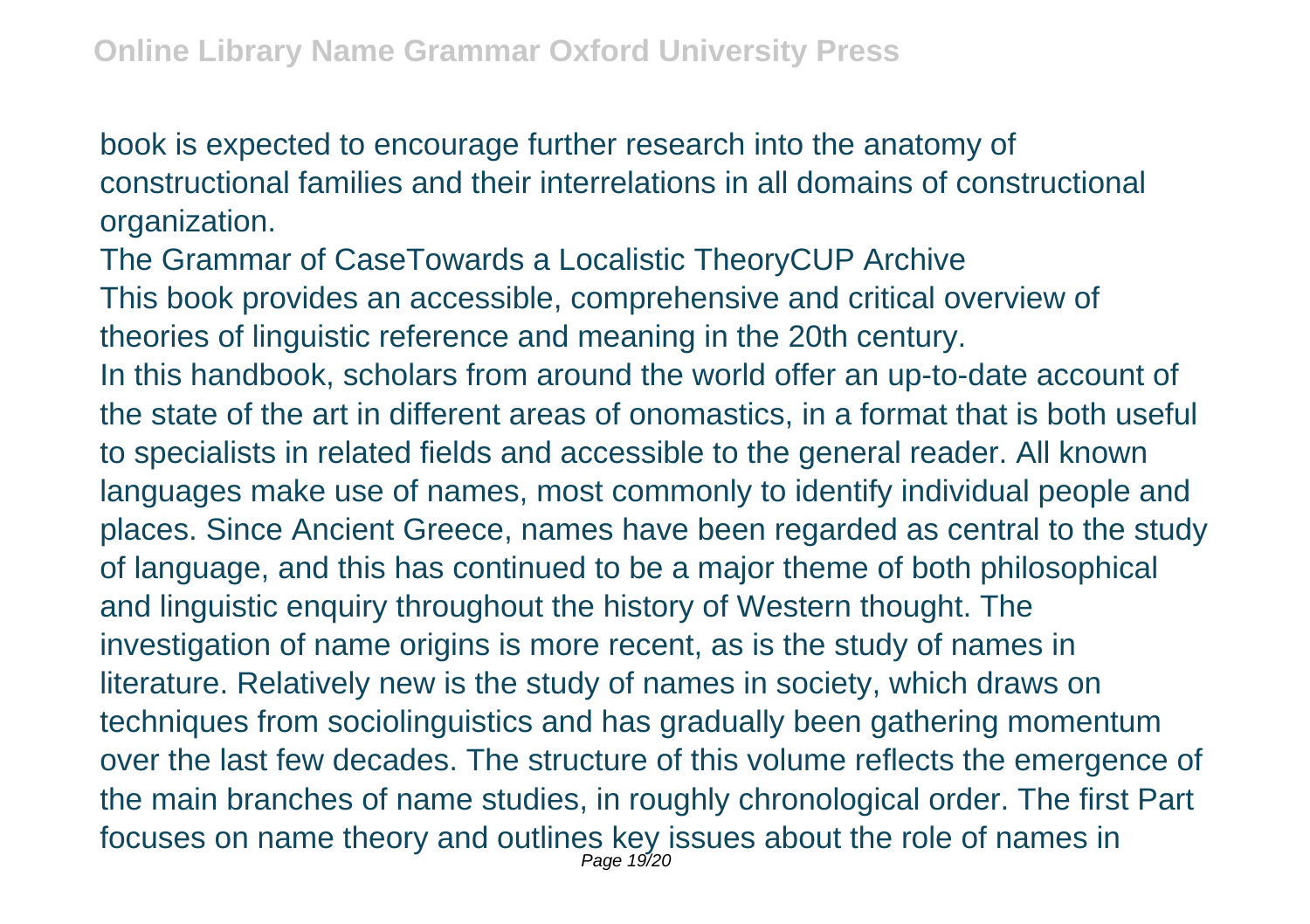book is expected to encourage further research into the anatomy of constructional families and their interrelations in all domains of constructional organization.

The Grammar of CaseTowards a Localistic TheoryCUP Archive

This book provides an accessible, comprehensive and critical overview of theories of linguistic reference and meaning in the 20th century.

In this handbook, scholars from around the world offer an up-to-date account of the state of the art in different areas of onomastics, in a format that is both useful to specialists in related fields and accessible to the general reader. All known languages make use of names, most commonly to identify individual people and places. Since Ancient Greece, names have been regarded as central to the study of language, and this has continued to be a major theme of both philosophical and linguistic enquiry throughout the history of Western thought. The investigation of name origins is more recent, as is the study of names in literature. Relatively new is the study of names in society, which draws on techniques from sociolinguistics and has gradually been gathering momentum over the last few decades. The structure of this volume reflects the emergence of the main branches of name studies, in roughly chronological order. The first Part focuses on name theory and outlines key issues about the role of names in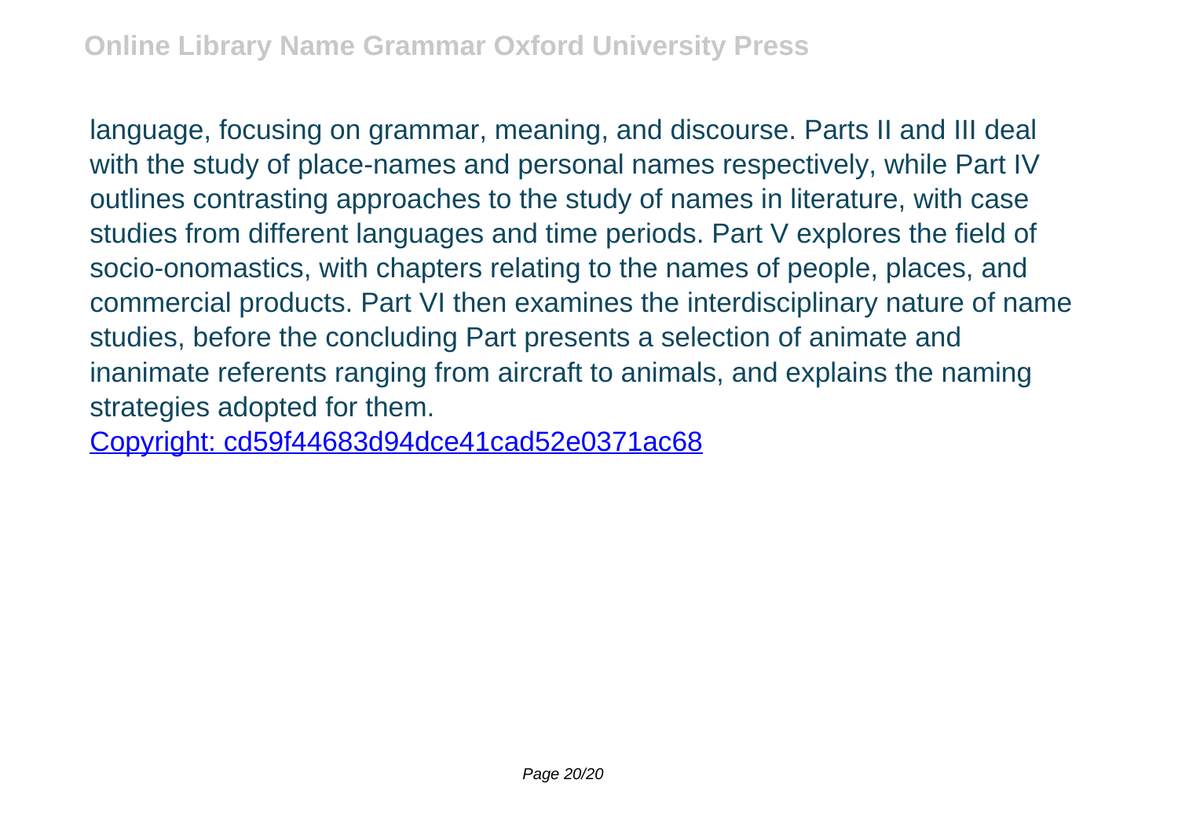language, focusing on grammar, meaning, and discourse. Parts II and III deal with the study of place-names and personal names respectively, while Part IV outlines contrasting approaches to the study of names in literature, with case studies from different languages and time periods. Part V explores the field of socio-onomastics, with chapters relating to the names of people, places, and commercial products. Part VI then examines the interdisciplinary nature of name studies, before the concluding Part presents a selection of animate and inanimate referents ranging from aircraft to animals, and explains the naming strategies adopted for them.

Copyright: cd59f44683d94dce41cad52e0371ac68